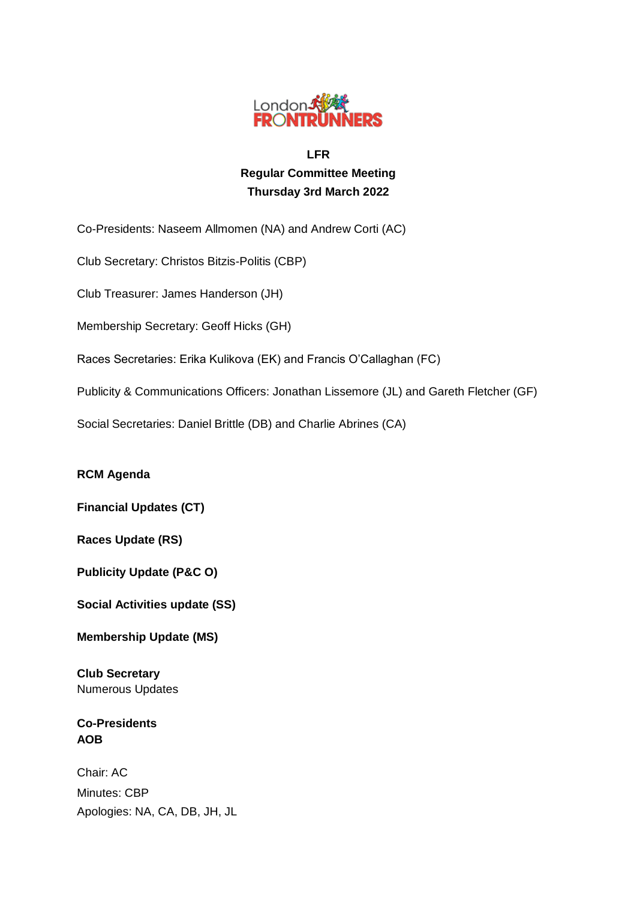**LFR**
**Regular Committee Meeting**
**Thursday 3rd March 2022**

Co-Presidents: Naseem Allmomen (NA) and Andrew Corti (AC)

Club Secretary: Christos Bitzis-Politis (CBP)

Club Treasurer: James Handerson (JH)

Membership Secretary: Geoff Hicks (GH)

Races Secretaries: Erika Kulikova (EK) and Francis O'Callaghan (FC)

Publicity & Communications Officers: Jonathan Lissemore (JL) and Gareth Fletcher (GF)

Social Secretaries: Daniel Brittle (DB) and Charlie Abrines (CA)

**RCM Agenda**

**Financial Updates (CT)**

**Races Update (RS)**

**Publicity Update (P&C O)**

**Social Activities update (SS)**

**Membership Update (MS)**

**Club Secretary**
Numerous Updates

**Co-Presidents**
**AOB**

Chair: AC
Minutes: CBP
Apologies: NA, CA, DB, JH, JL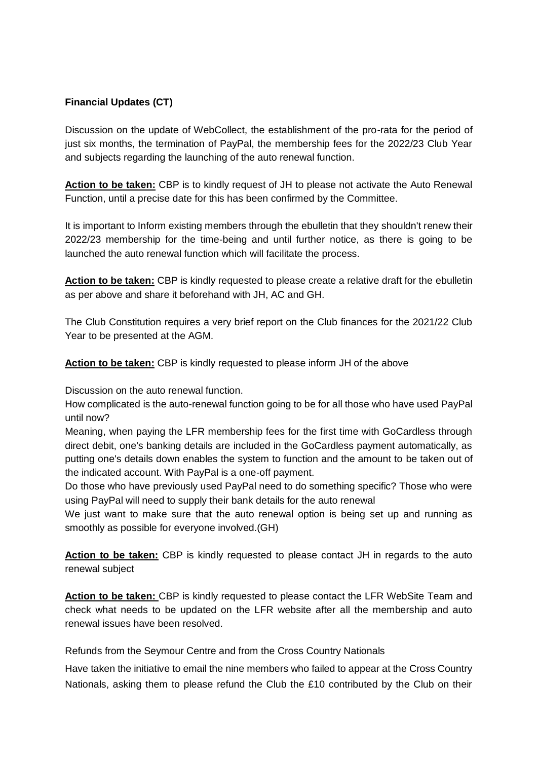**Financial Updates (CT)**

Discussion on the update of WebCollect, the establishment of the pro-rata for the period of just six months, the termination of PayPal, the membership fees for the 2022/23 Club Year and subjects regarding the launching of the auto renewal function.

**Action to be taken:** CBP is to kindly request of JH to please not activate the Auto Renewal Function, until a precise date for this has been confirmed by the Committee.

It is important to Inform existing members through the ebulletin that they shouldn't renew their 2022/23 membership for the time-being and until further notice, as there is going to be launched the auto renewal function which will facilitate the process.

**Action to be taken:** CBP is kindly requested to please create a relative draft for the ebulletin as per above and share it beforehand with JH, AC and GH.

The Club Constitution requires a very brief report on the Club finances for the 2021/22 Club Year to be presented at the AGM.

**Action to be taken:** CBP is kindly requested to please inform JH of the above

Discussion on the auto renewal function.
How complicated is the auto-renewal function going to be for all those who have used PayPal until now?
Meaning, when paying the LFR membership fees for the first time with GoCardless through direct debit, one's banking details are included in the GoCardless payment automatically, as putting one's details down enables the system to function and the amount to be taken out of the indicated account. With PayPal is a one-off payment.
Do those who have previously used PayPal need to do something specific? Those who were using PayPal will need to supply their bank details for the auto renewal
We just want to make sure that the auto renewal option is being set up and running as smoothly as possible for everyone involved.(GH)

**Action to be taken:** CBP is kindly requested to please contact JH in regards to the auto renewal subject

**Action to be taken:** CBP is kindly requested to please contact the LFR WebSite Team and check what needs to be updated on the LFR website after all the membership and auto renewal issues have been resolved.

Refunds from the Seymour Centre and from the Cross Country Nationals

Have taken the initiative to email the nine members who failed to appear at the Cross Country Nationals, asking them to please refund the Club the £10 contributed by the Club on their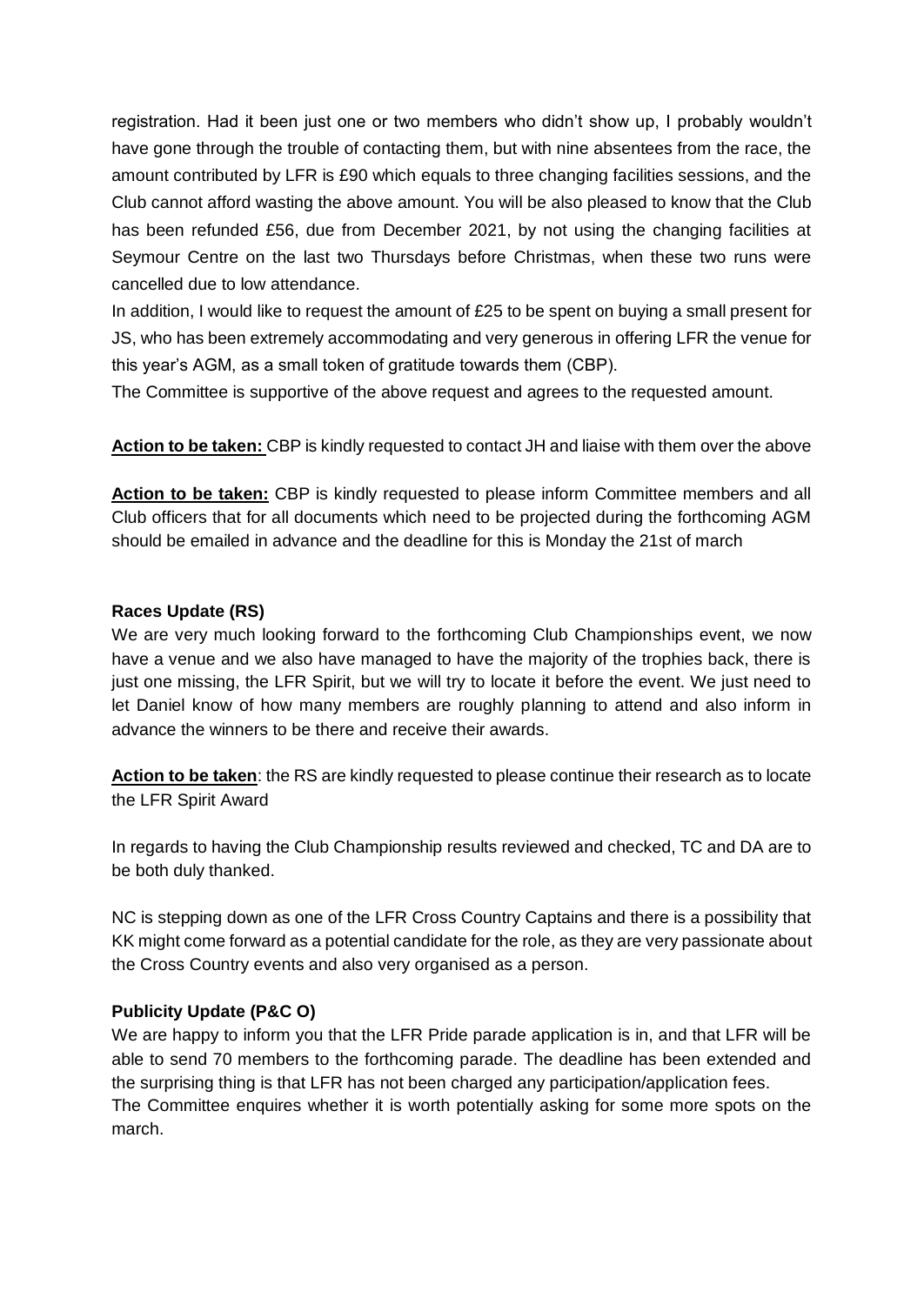registration. Had it been just one or two members who didn't show up, I probably wouldn't have gone through the trouble of contacting them, but with nine absentees from the race, the amount contributed by LFR is £90 which equals to three changing facilities sessions, and the Club cannot afford wasting the above amount. You will be also pleased to know that the Club has been refunded £56, due from December 2021, by not using the changing facilities at Seymour Centre on the last two Thursdays before Christmas, when these two runs were cancelled due to low attendance.

In addition, I would like to request the amount of £25 to be spent on buying a small present for JS, who has been extremely accommodating and very generous in offering LFR the venue for this year's AGM, as a small token of gratitude towards them (CBP).

The Committee is supportive of the above request and agrees to the requested amount.

**Action to be taken:** CBP is kindly requested to contact JH and liaise with them over the above

**Action to be taken:** CBP is kindly requested to please inform Committee members and all Club officers that for all documents which need to be projected during the forthcoming AGM should be emailed in advance and the deadline for this is Monday the 21st of march

**Races Update (RS)**

We are very much looking forward to the forthcoming Club Championships event, we now have a venue and we also have managed to have the majority of the trophies back, there is just one missing, the LFR Spirit, but we will try to locate it before the event. We just need to let Daniel know of how many members are roughly planning to attend and also inform in advance the winners to be there and receive their awards.

**Action to be taken**: the RS are kindly requested to please continue their research as to locate the LFR Spirit Award

In regards to having the Club Championship results reviewed and checked, TC and DA are to be both duly thanked.

NC is stepping down as one of the LFR Cross Country Captains and there is a possibility that KK might come forward as a potential candidate for the role, as they are very passionate about the Cross Country events and also very organised as a person.

**Publicity Update (P&C O)**

We are happy to inform you that the LFR Pride parade application is in, and that LFR will be able to send 70 members to the forthcoming parade. The deadline has been extended and the surprising thing is that LFR has not been charged any participation/application fees.

The Committee enquires whether it is worth potentially asking for some more spots on the march.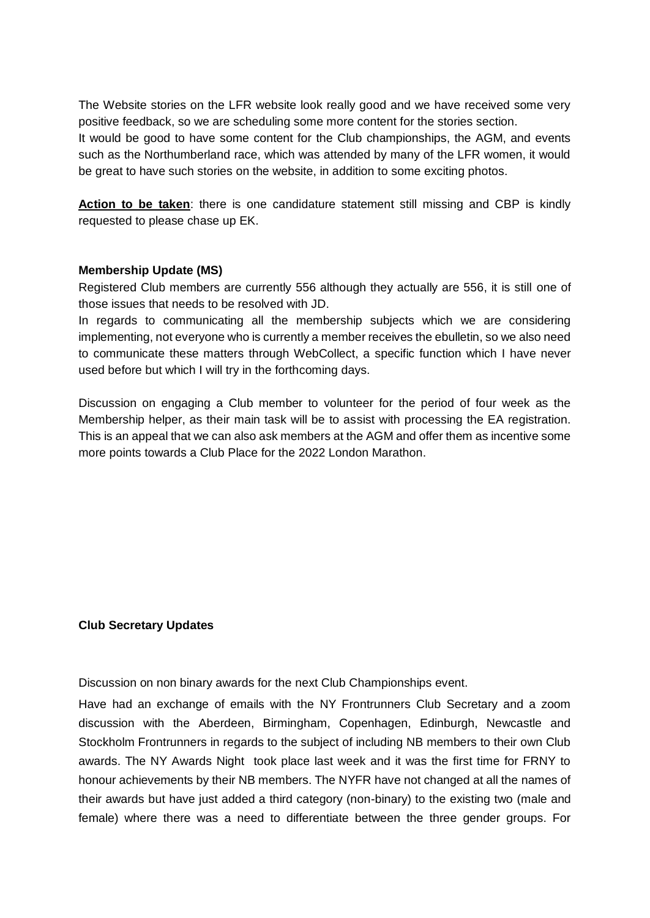The Website stories on the LFR website look really good and we have received some very positive feedback, so we are scheduling some more content for the stories section.
It would be good to have some content for the Club championships, the AGM, and events such as the Northumberland race, which was attended by many of the LFR women, it would be great to have such stories on the website, in addition to some exciting photos.

**Action to be taken**: there is one candidature statement still missing and CBP is kindly requested to please chase up EK.

**Membership Update (MS)**

Registered Club members are currently 556 although they actually are 556, it is still one of those issues that needs to be resolved with JD.
In regards to communicating all the membership subjects which we are considering implementing, not everyone who is currently a member receives the ebulletin, so we also need to communicate these matters through WebCollect, a specific function which I have never used before but which I will try in the forthcoming days.

Discussion on engaging a Club member to volunteer for the period of four week as the Membership helper, as their main task will be to assist with processing the EA registration. This is an appeal that we can also ask members at the AGM and offer them as incentive some more points towards a Club Place for the 2022 London Marathon.

**Club Secretary Updates**

Discussion on non binary awards for the next Club Championships event.

Have had an exchange of emails with the NY Frontrunners Club Secretary and a zoom discussion with the Aberdeen, Birmingham, Copenhagen, Edinburgh, Newcastle and Stockholm Frontrunners in regards to the subject of including NB members to their own Club awards. The NY Awards Night took place last week and it was the first time for FRNY to honour achievements by their NB members. The NYFR have not changed at all the names of their awards but have just added a third category (non-binary) to the existing two (male and female) where there was a need to differentiate between the three gender groups. For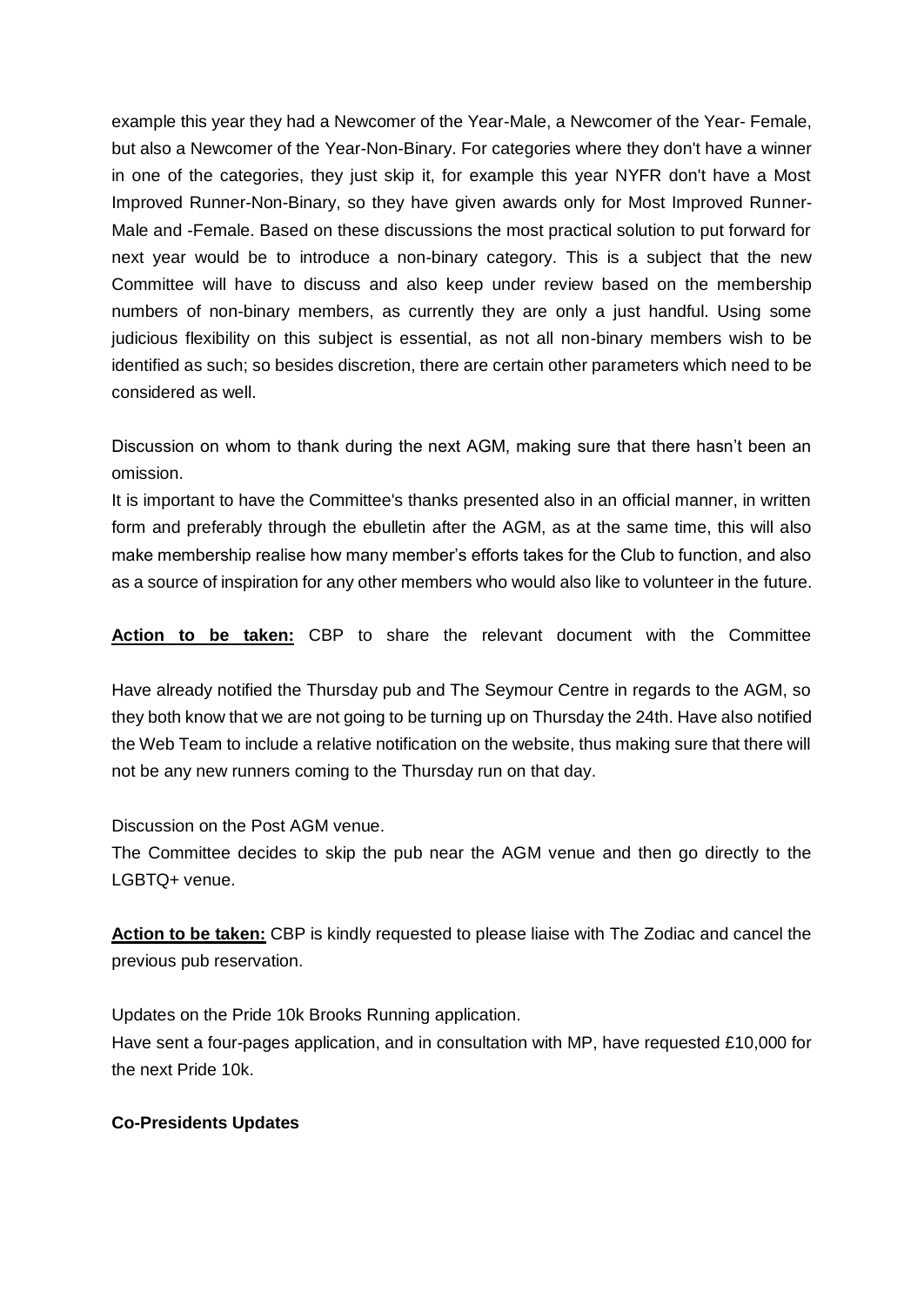example this year they had a Newcomer of the Year-Male, a Newcomer of the Year- Female, but also a Newcomer of the Year-Non-Binary. For categories where they don't have a winner in one of the categories, they just skip it, for example this year NYFR don't have a Most Improved Runner-Non-Binary, so they have given awards only for Most Improved Runner-Male and -Female. Based on these discussions the most practical solution to put forward for next year would be to introduce a non-binary category. This is a subject that the new Committee will have to discuss and also keep under review based on the membership numbers of non-binary members, as currently they are only a just handful. Using some judicious flexibility on this subject is essential, as not all non-binary members wish to be identified as such; so besides discretion, there are certain other parameters which need to be considered as well.

Discussion on whom to thank during the next AGM, making sure that there hasn't been an omission.

It is important to have the Committee's thanks presented also in an official manner, in written form and preferably through the ebulletin after the AGM, as at the same time, this will also make membership realise how many member's efforts takes for the Club to function, and also as a source of inspiration for any other members who would also like to volunteer in the future.

**<u>Action to be taken:</u>** CBP to share the relevant document with the Committee

Have already notified the Thursday pub and The Seymour Centre in regards to the AGM, so they both know that we are not going to be turning up on Thursday the 24th. Have also notified the Web Team to include a relative notification on the website, thus making sure that there will not be any new runners coming to the Thursday run on that day.

Discussion on the Post AGM venue.

The Committee decides to skip the pub near the AGM venue and then go directly to the LGBTQ+ venue.

**<u>Action to be taken:</u>** CBP is kindly requested to please liaise with The Zodiac and cancel the previous pub reservation.

Updates on the Pride 10k Brooks Running application.

Have sent a four-pages application, and in consultation with MP, have requested £10,000 for the next Pride 10k.

**Co-Presidents Updates**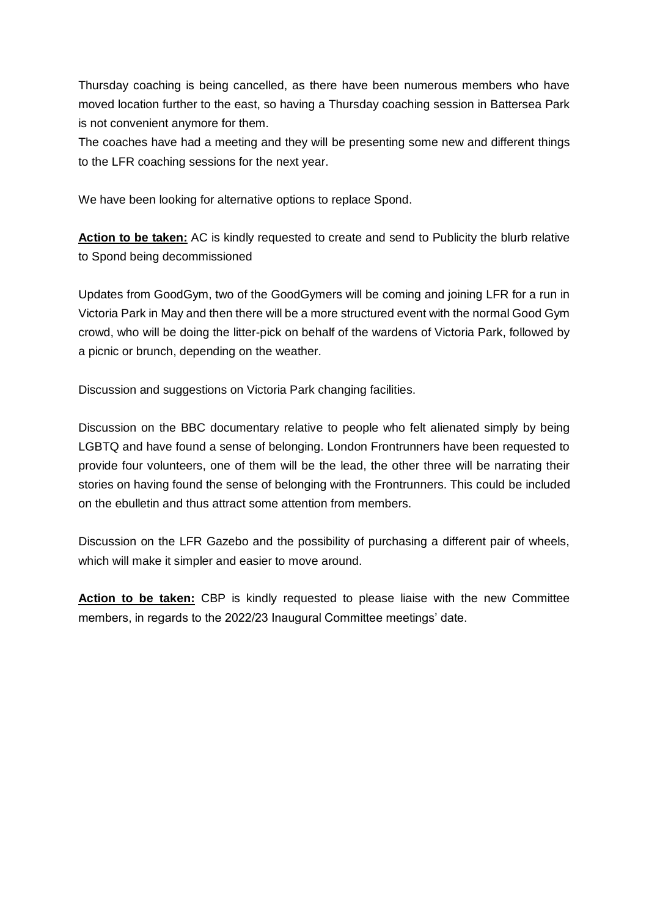Thursday coaching is being cancelled, as there have been numerous members who have moved location further to the east, so having a Thursday coaching session in Battersea Park is not convenient anymore for them.
The coaches have had a meeting and they will be presenting some new and different things to the LFR coaching sessions for the next year.

We have been looking for alternative options to replace Spond.

**Action to be taken:** AC is kindly requested to create and send to Publicity the blurb relative to Spond being decommissioned

Updates from GoodGym, two of the GoodGymers will be coming and joining LFR for a run in Victoria Park in May and then there will be a more structured event with the normal Good Gym crowd, who will be doing the litter-pick on behalf of the wardens of Victoria Park, followed by a picnic or brunch, depending on the weather.

Discussion and suggestions on Victoria Park changing facilities.

Discussion on the BBC documentary relative to people who felt alienated simply by being LGBTQ and have found a sense of belonging. London Frontrunners have been requested to provide four volunteers, one of them will be the lead, the other three will be narrating their stories on having found the sense of belonging with the Frontrunners. This could be included on the ebulletin and thus attract some attention from members.

Discussion on the LFR Gazebo and the possibility of purchasing a different pair of wheels, which will make it simpler and easier to move around.

**Action to be taken:** CBP is kindly requested to please liaise with the new Committee members, in regards to the 2022/23 Inaugural Committee meetings' date.